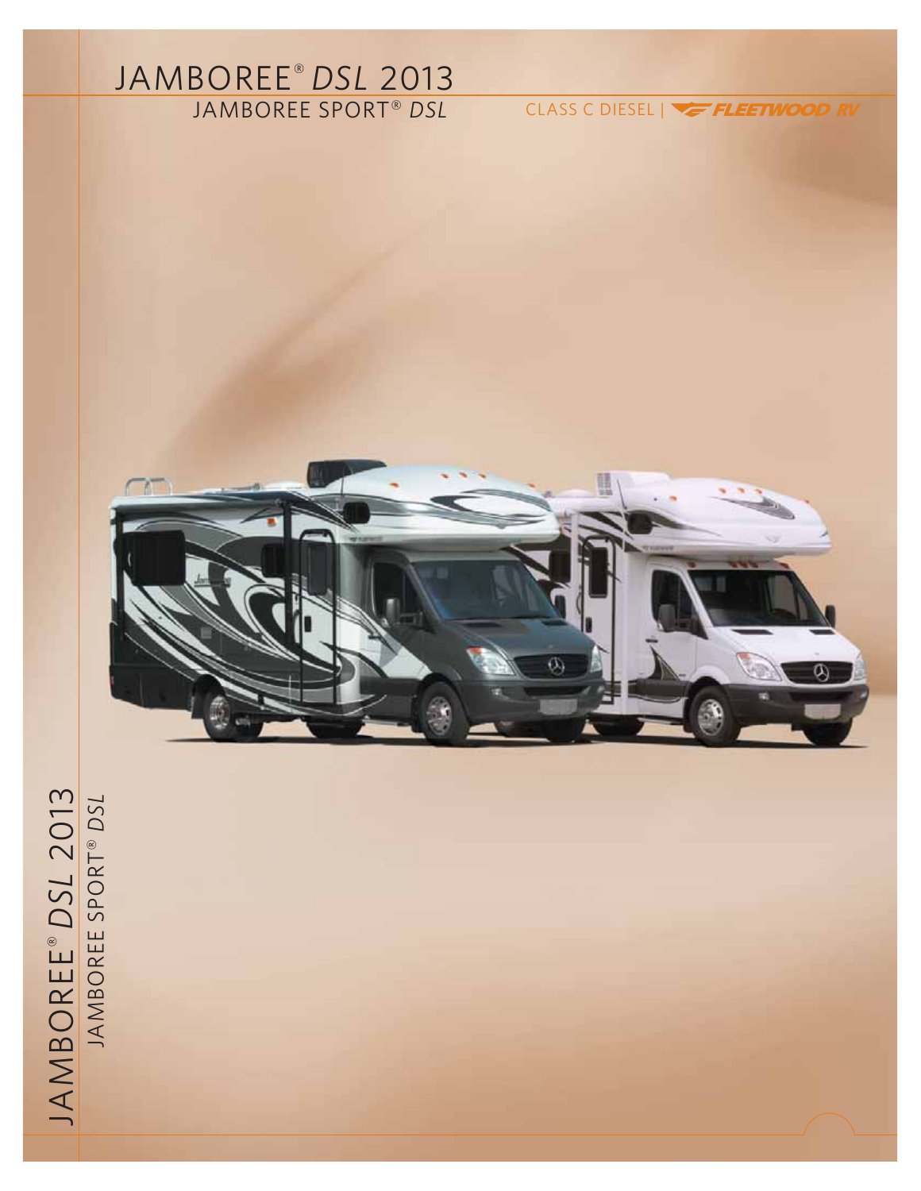# JAMBOREE® *DSL* 2013

## JAMBOREE SPORT® *DSL*

CLASS C DIESEL | FLEETWOOD RV

JAMBOREE® *DSL* 2013

JAMBOREE SPORT® *DSL*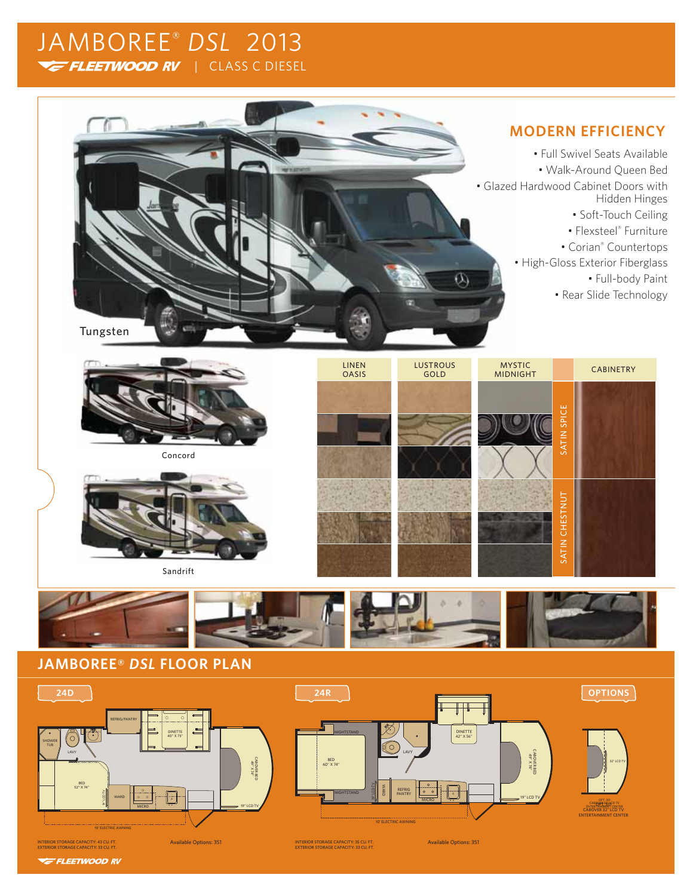# JAMBOREE® *DSL* 2013

FLEETWOOD RV | CLASS C DIESEL

## MODERN EFFICIENCY

- Full Swivel Seats Available
- Walk-Around Queen Bed
- Glazed Hardwood Cabinet Doors with Hidden Hinges
- Soft-Touch Ceiling
- Flexsteel® Furniture
- Corian® Countertops
- High-Gloss Exterior Fiberglass
- Full-body Paint
- Rear Slide Technology

Tungsten

Concord

Sandrift

| LINEN OASIS | LUSTROUS GOLD | MYSTIC MIDNIGHT | CABINETRY |
|---|---|---|---|
| | | | SATIN SPICE |
| | | | SATIN CHESTNUT |

## JAMBOREE® *DSL* FLOOR PLAN

### 24D

REFRIG/PANTRY, DINETTE 40" X 73", SHOWER TUB, LAVY, BED 52" X 74", 15" LCD TV, WARD, MICRO, CABOVER BED 48" X 78", 19" LCD TV, 10' ELECTRIC AWNING

INTERIOR STORAGE CAPACITY: 43 CU. FT.
EXTERIOR STORAGE CAPACITY: 33 CU. FT.

Available Options: 351

### 24R

NIGHTSTAND, BED 60" X 74", NIGHTSTAND, 15" LCD TV, WARD, LAVY, REFRIG PANTRY, MICRO, DINETTE 42" X 56", CABOVER BED 48" X 78", 19" LCD TV, 10' ELECTRIC AWNING

INTERIOR STORAGE CAPACITY: 35 CU. FT.
EXTERIOR STORAGE CAPACITY: 33 CU. FT.

Available Options: 351

### OPTIONS

32" LCD TV

OPT. 351
CABOVER 32" LCD TV
ENTERTAINMENT CENTER

FLEETWOOD RV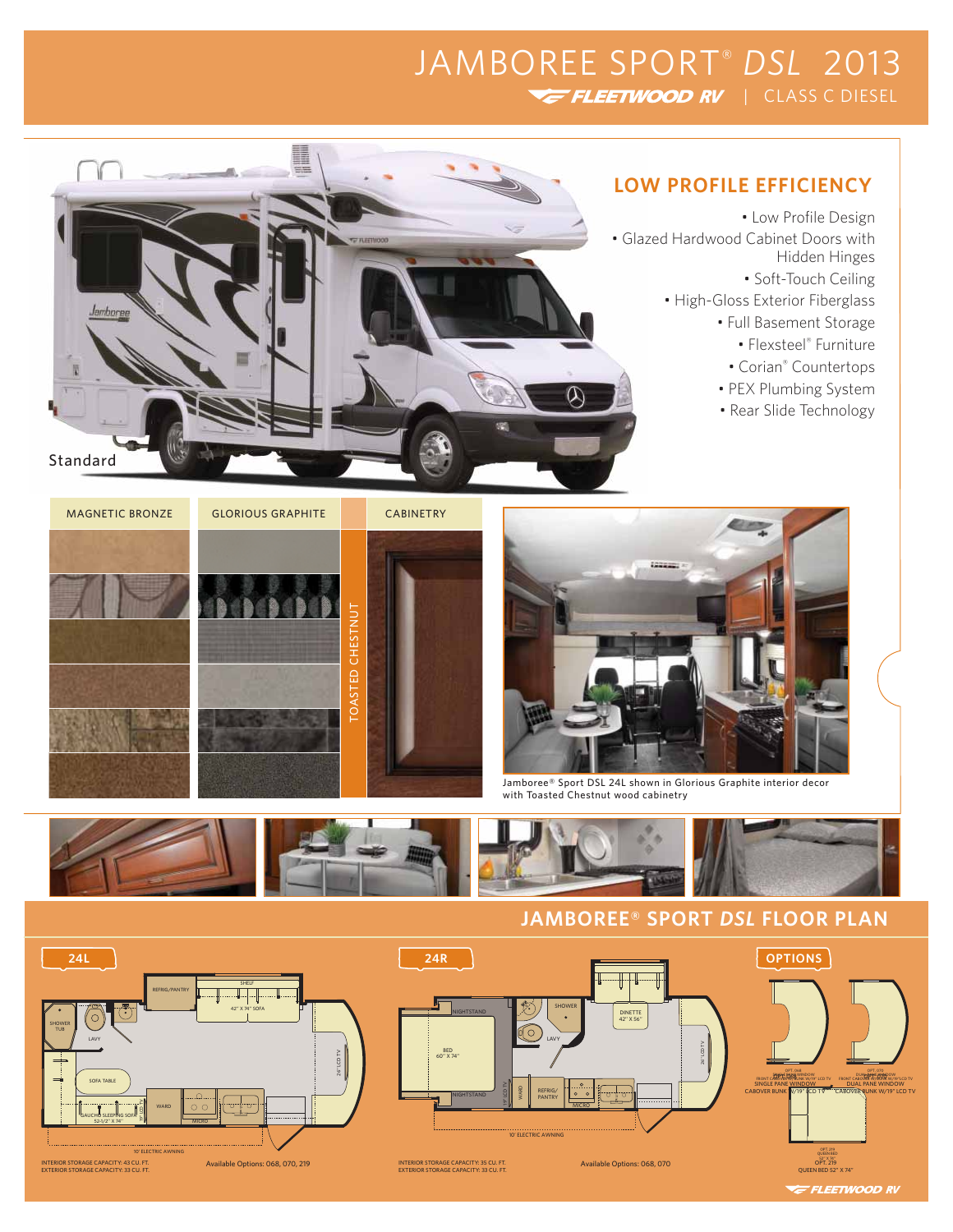# JAMBOREE SPORT® *DSL* 2013

FLEETWOOD RV | CLASS C DIESEL

Standard

## LOW PROFILE EFFICIENCY

- Low Profile Design
- Glazed Hardwood Cabinet Doors with Hidden Hinges
- Soft-Touch Ceiling
- High-Gloss Exterior Fiberglass
- Full Basement Storage
- Flexsteel® Furniture
- Corian® Countertops
- PEX Plumbing System
- Rear Slide Technology

| MAGNETIC BRONZE | GLORIOUS GRAPHITE | CABINETRY |
|---|---|---|
| | | TOASTED CHESTNUT |

Jamboree® Sport DSL 24L shown in Glorious Graphite interior decor with Toasted Chestnut wood cabinetry

## JAMBOREE® SPORT *DSL* FLOOR PLAN

### 24L

SHOWER TUB, LAVY, REFRIG/PANTRY, SHELF, 42" X 74" SOFA, SOFA TABLE, GAUCHO SLEEPING SOFA 52-1/2" X 74", WARD, MICRO, 24" LCD TV, 10' ELECTRIC AWNING

INTERIOR STORAGE CAPACITY: 43 CU. FT.
EXTERIOR STORAGE CAPACITY: 33 CU. FT.

Available Options: 068, 070, 219

### 24R

NIGHTSTAND, BED 60" X 74", NIGHTSTAND, SHOWER, LAVY, DINETTE 42" X 56", WARD, REFRIG/PANTRY, MICRO, 26" LCD TV, 10' ELECTRIC AWNING

INTERIOR STORAGE CAPACITY: 35 CU. FT.
EXTERIOR STORAGE CAPACITY: 33 CU. FT.

Available Options: 068, 070

### OPTIONS

OPT. 068 — SINGLE PANE WINDOW, CABOVER BUNK W/19" LCD TV

OPT. 070 — DUAL PANE WINDOW, CABOVER BUNK W/19" LCD TV

OPT. 219 — QUEEN BED 52" X 74"

FLEETWOOD RV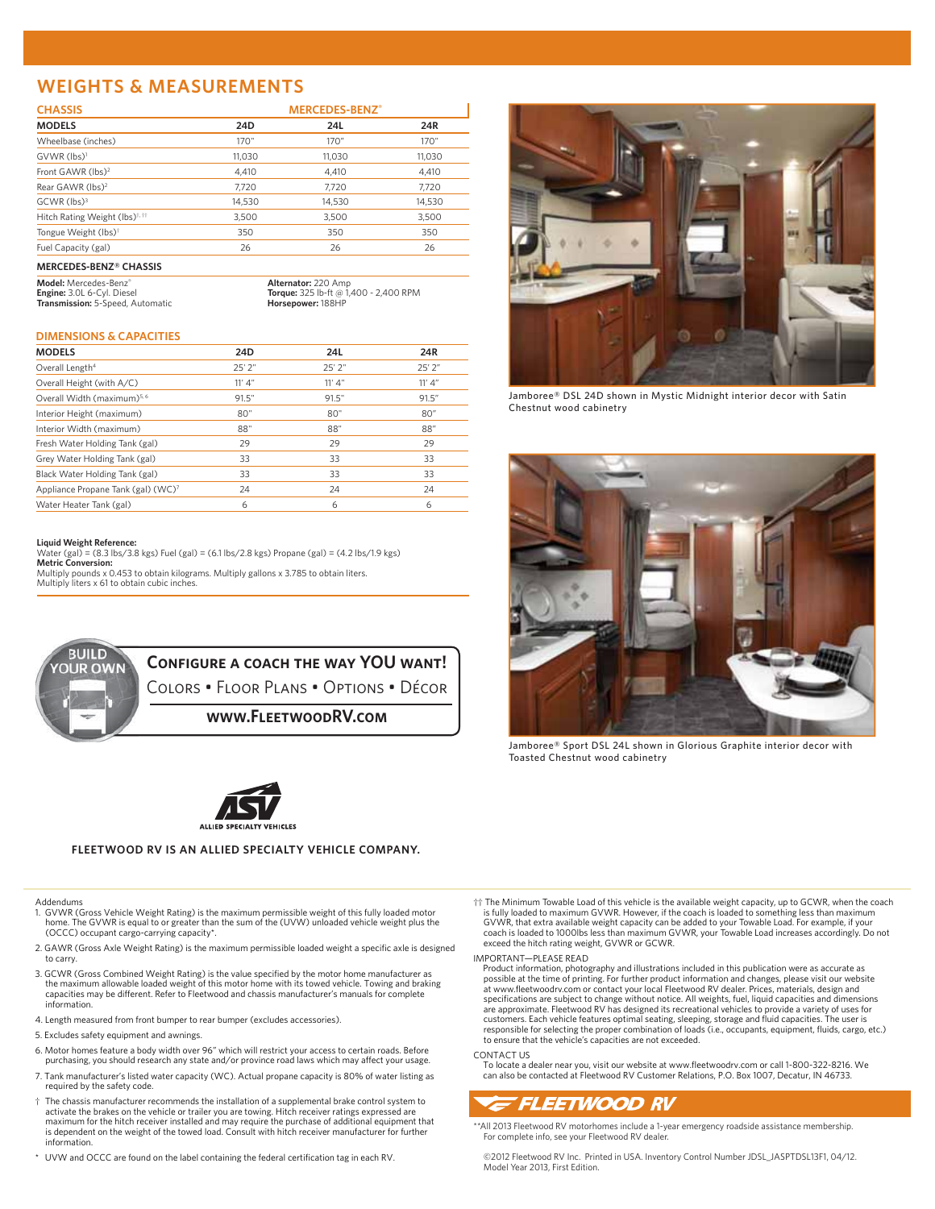# WEIGHTS & MEASUREMENTS

| CHASSIS | MERCEDES-BENZ® | | |
|---|---|---|---|
| **MODELS** | **24D** | **24L** | **24R** |
| Wheelbase (inches) | 170" | 170" | 170" |
| GVWR (lbs)[1] | 11,030 | 11,030 | 11,030 |
| Front GAWR (lbs)[2] | 4,410 | 4,410 | 4,410 |
| Rear GAWR (lbs)[2] | 7,720 | 7,720 | 7,720 |
| GCWR (lbs)[3] | 14,530 | 14,530 | 14,530 |
| Hitch Rating Weight (lbs)[†, ††] | 3,500 | 3,500 | 3,500 |
| Tongue Weight (lbs)[†] | 350 | 350 | 350 |
| Fuel Capacity (gal) | 26 | 26 | 26 |

### MERCEDES-BENZ® CHASSIS

**Model:** Mercedes-Benz®
**Engine:** 3.0L 6-Cyl. Diesel
**Transmission:** 5-Speed, Automatic
**Alternator:** 220 Amp
**Torque:** 325 lb-ft @ 1,400 - 2,400 RPM
**Horsepower:** 188HP

## DIMENSIONS & CAPACITIES

| MODELS | 24D | 24L | 24R |
|---|---|---|---|
| Overall Length[4] | 25' 2" | 25' 2" | 25' 2" |
| Overall Height (with A/C) | 11' 4" | 11' 4" | 11' 4" |
| Overall Width (maximum)[5, 6] | 91.5" | 91.5" | 91.5" |
| Interior Height (maximum) | 80" | 80" | 80" |
| Interior Width (maximum) | 88" | 88" | 88" |
| Fresh Water Holding Tank (gal) | 29 | 29 | 29 |
| Grey Water Holding Tank (gal) | 33 | 33 | 33 |
| Black Water Holding Tank (gal) | 33 | 33 | 33 |
| Appliance Propane Tank (gal) (WC)[7] | 24 | 24 | 24 |
| Water Heater Tank (gal) | 6 | 6 | 6 |

**Liquid Weight Reference:**
Water (gal) = (8.3 lbs/3.8 kgs) Fuel (gal) = (6.1 lbs/2.8 kgs) Propane (gal) = (4.2 lbs/1.9 kgs)
**Metric Conversion:**
Multiply pounds x 0.453 to obtain kilograms. Multiply gallons x 3.785 to obtain liters.
Multiply liters x 61 to obtain cubic inches.

BUILD YOUR OWN

**CONFIGURE A COACH THE WAY YOU WANT!**
COLORS • FLOOR PLANS • OPTIONS • DÉCOR
**WWW.FLEETWOODRV.COM**

Jamboree® DSL 24D shown in Mystic Midnight interior decor with Satin Chestnut wood cabinetry

Jamboree® Sport DSL 24L shown in Glorious Graphite interior decor with Toasted Chestnut wood cabinetry

ASV ALLIED SPECIALTY VEHICLES

**FLEETWOOD RV IS AN ALLIED SPECIALTY VEHICLE COMPANY.**

Addendums

1. GVWR (Gross Vehicle Weight Rating) is the maximum permissible weight of this fully loaded motor home. The GVWR is equal to or greater than the sum of the (UVW) unloaded vehicle weight plus the (OCCC) occupant cargo-carrying capacity*.
2. GAWR (Gross Axle Weight Rating) is the maximum permissible loaded weight a specific axle is designed to carry.
3. GCWR (Gross Combined Weight Rating) is the value specified by the motor home manufacturer as the maximum allowable loaded weight of this motor home with its towed vehicle. Towing and braking capacities may be different. Refer to Fleetwood and chassis manufacturer's manuals for complete information.
4. Length measured from front bumper to rear bumper (excludes accessories).
5. Excludes safety equipment and awnings.
6. Motor homes feature a body width over 96" which will restrict your access to certain roads. Before purchasing, you should research any state and/or province road laws which may affect your usage.
7. Tank manufacturer's listed water capacity (WC). Actual propane capacity is 80% of water listing as required by the safety code.

† The chassis manufacturer recommends the installation of a supplemental brake control system to activate the brakes on the vehicle or trailer you are towing. Hitch receiver ratings expressed are maximum for the hitch receiver installed and may require the purchase of additional equipment that is dependent on the weight of the towed load. Consult with hitch receiver manufacturer for further information.

\* UVW and OCCC are found on the label containing the federal certification tag in each RV.

†† The Minimum Towable Load of this vehicle is the available weight capacity, up to GCWR, when the coach is fully loaded to maximum GVWR. However, if the coach is loaded to something less than maximum GVWR, that extra available weight capacity can be added to your Towable Load. For example, if your coach is loaded to 1000lbs less than maximum GVWR, your Towable Load increases accordingly. Do not exceed the hitch rating weight, GVWR or GCWR.

IMPORTANT—PLEASE READ
Product information, photography and illustrations included in this publication were as accurate as possible at the time of printing. For further product information and changes, please visit our website at www.fleetwoodrv.com or contact your local Fleetwood RV dealer. Prices, materials, design and specifications are subject to change without notice. All weights, fuel, liquid capacities and dimensions are approximate. Fleetwood RV has designed its recreational vehicles to provide a variety of uses for customers. Each vehicle features optimal seating, sleeping, storage and fluid capacities. The user is responsible for selecting the proper combination of loads (i.e., occupants, equipment, fluids, cargo, etc.) to ensure that the vehicle's capacities are not exceeded.

CONTACT US
To locate a dealer near you, visit our website at www.fleetwoodrv.com or call 1-800-322-8216. We can also be contacted at Fleetwood RV Customer Relations, P.O. Box 1007, Decatur, IN 46733.

FLEETWOOD RV

**All 2013 Fleetwood RV motorhomes include a 1-year emergency roadside assistance membership. For complete info, see your Fleetwood RV dealer.

©2012 Fleetwood RV Inc. Printed in USA. Inventory Control Number JDSL_JASPTDSL13F1, 04/12. Model Year 2013, First Edition.